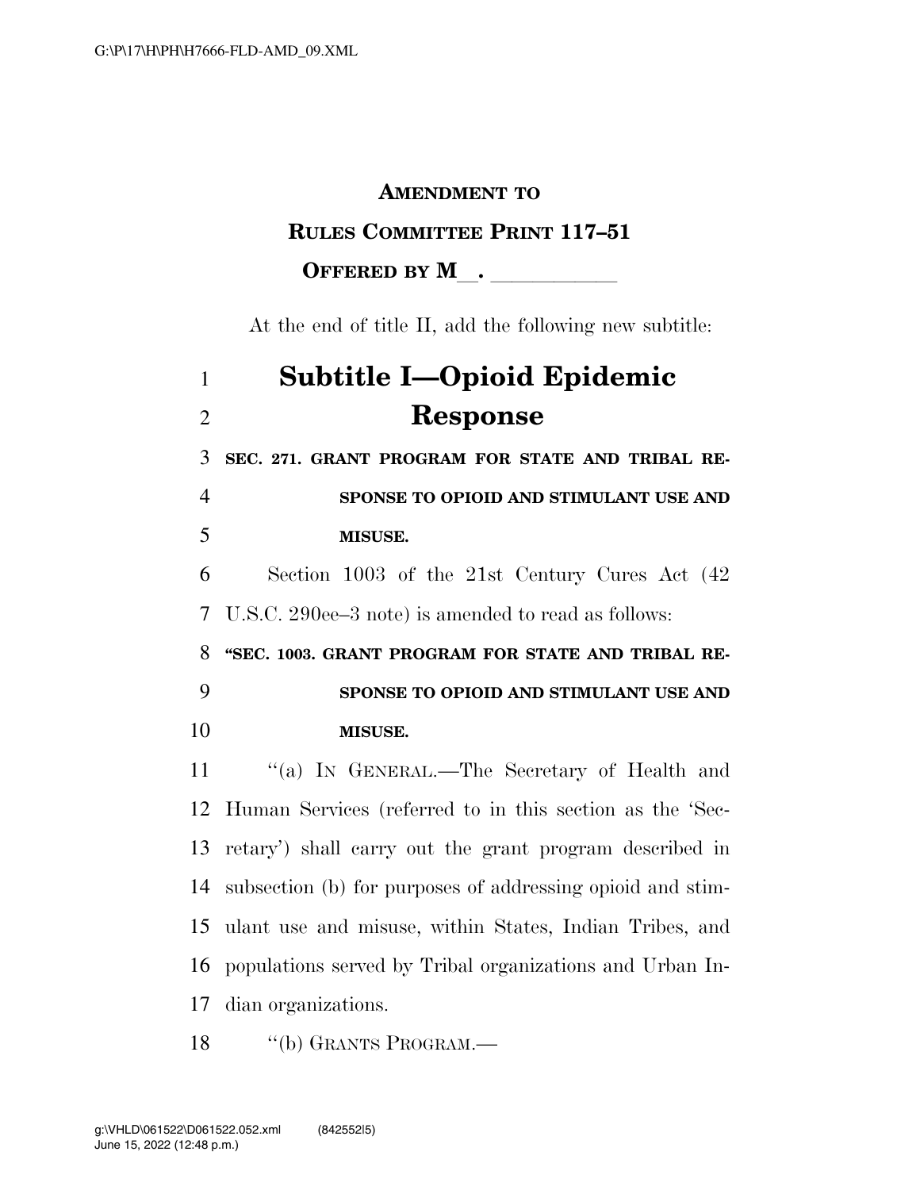**AMENDMENT TO**

**RULES COMMITTEE PRINT 117–51**

**OFFERED BY M\_\_. \_\_\_\_\_\_\_\_\_\_\_**

At the end of title II, add the following new subtitle:

# Subtitle I—Opioid Epidemic Response

**SEC. 271. GRANT PROGRAM FOR STATE AND TRIBAL RESPONSE TO OPIOID AND STIMULANT USE AND MISUSE.**

Section 1003 of the 21st Century Cures Act (42 U.S.C. 290ee–3 note) is amended to read as follows:

**"SEC. 1003. GRANT PROGRAM FOR STATE AND TRIBAL RESPONSE TO OPIOID AND STIMULANT USE AND MISUSE.**

"(a) IN GENERAL.—The Secretary of Health and Human Services (referred to in this section as the 'Secretary') shall carry out the grant program described in subsection (b) for purposes of addressing opioid and stimulant use and misuse, within States, Indian Tribes, and populations served by Tribal organizations and Urban Indian organizations.

"(b) GRANTS PROGRAM.—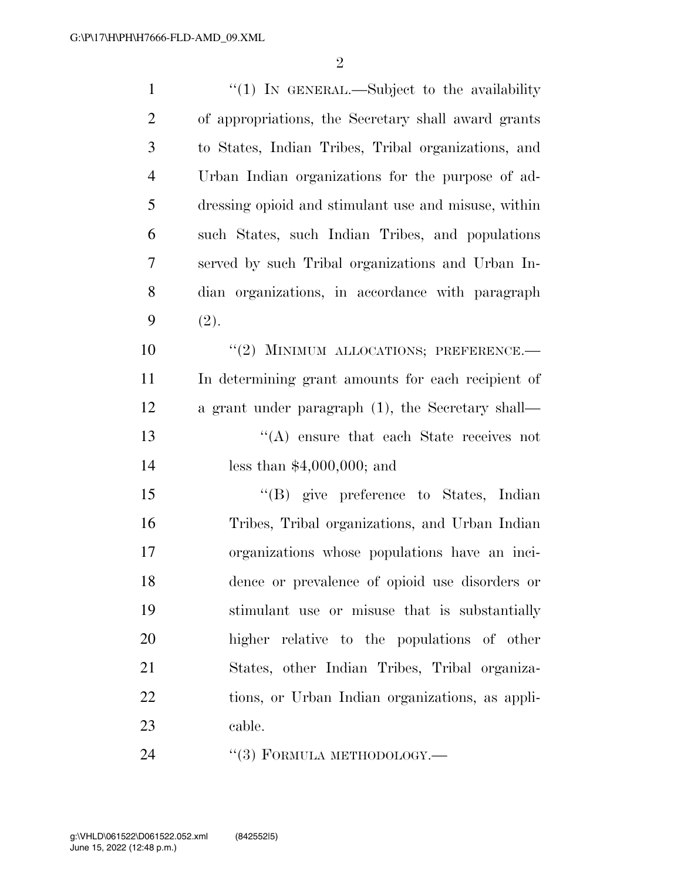"(1) IN GENERAL.—Subject to the availability of appropriations, the Secretary shall award grants to States, Indian Tribes, Tribal organizations, and Urban Indian organizations for the purpose of addressing opioid and stimulant use and misuse, within such States, such Indian Tribes, and populations served by such Tribal organizations and Urban Indian organizations, in accordance with paragraph (2).

"(2) MINIMUM ALLOCATIONS; PREFERENCE.—In determining grant amounts for each recipient of a grant under paragraph (1), the Secretary shall—

"(A) ensure that each State receives not less than $4,000,000; and

"(B) give preference to States, Indian Tribes, Tribal organizations, and Urban Indian organizations whose populations have an incidence or prevalence of opioid use disorders or stimulant use or misuse that is substantially higher relative to the populations of other States, other Indian Tribes, Tribal organizations, or Urban Indian organizations, as applicable.

"(3) FORMULA METHODOLOGY.—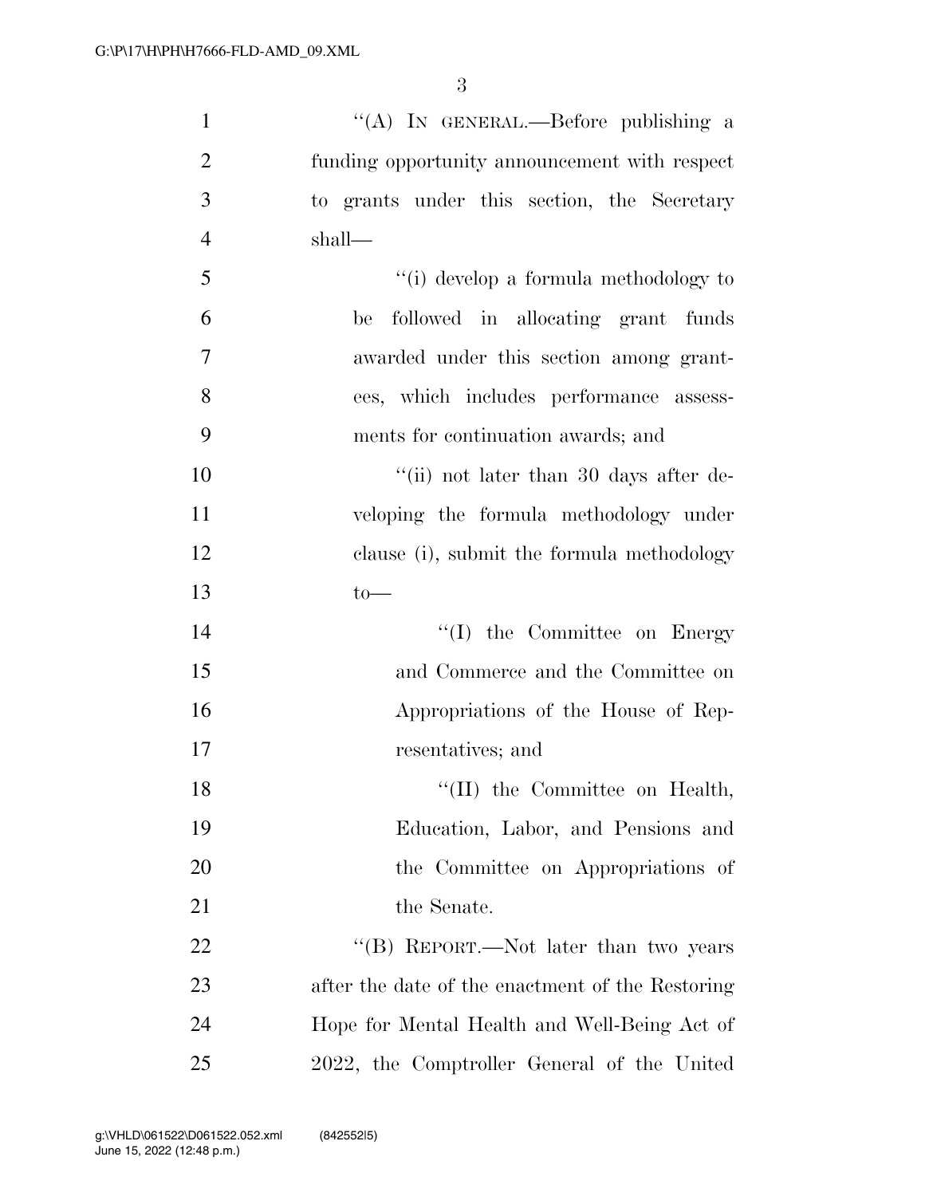''(A) IN GENERAL.—Before publishing a funding opportunity announcement with respect to grants under this section, the Secretary shall—

''(i) develop a formula methodology to be followed in allocating grant funds awarded under this section among grantees, which includes performance assessments for continuation awards; and

''(ii) not later than 30 days after developing the formula methodology under clause (i), submit the formula methodology to—

''(I) the Committee on Energy and Commerce and the Committee on Appropriations of the House of Representatives; and

''(II) the Committee on Health, Education, Labor, and Pensions and the Committee on Appropriations of the Senate.

''(B) REPORT.—Not later than two years after the date of the enactment of the Restoring Hope for Mental Health and Well-Being Act of 2022, the Comptroller General of the United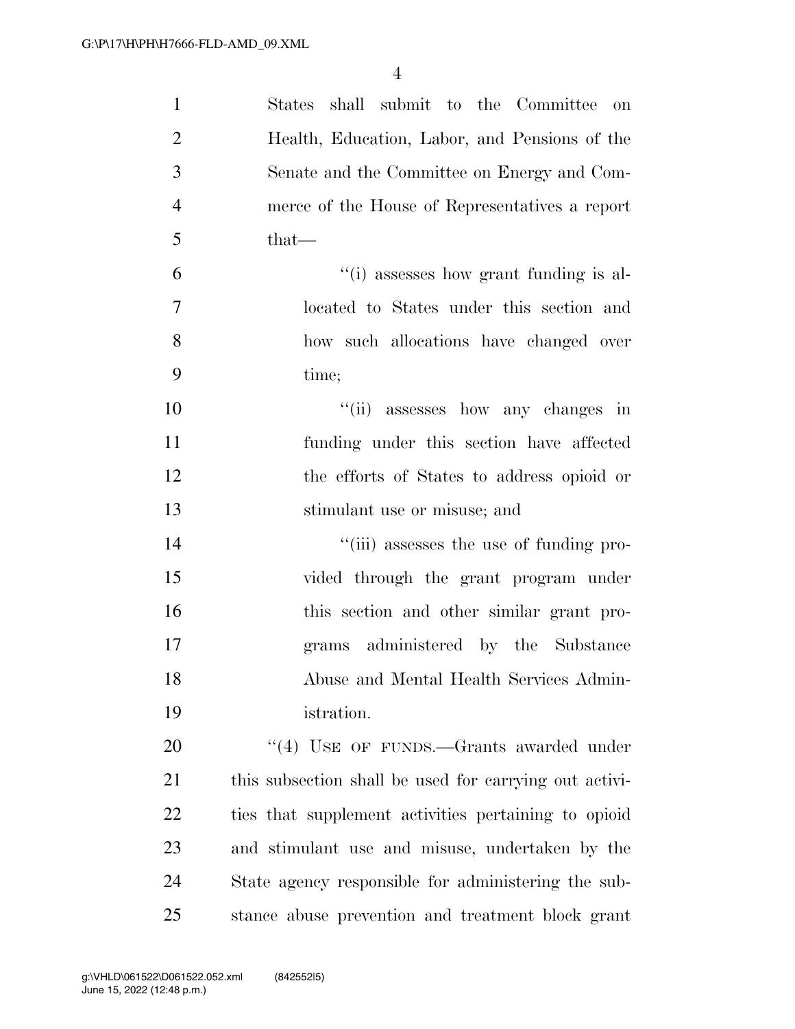States shall submit to the Committee on Health, Education, Labor, and Pensions of the Senate and the Committee on Energy and Commerce of the House of Representatives a report that—

''(i) assesses how grant funding is allocated to States under this section and how such allocations have changed over time;

''(ii) assesses how any changes in funding under this section have affected the efforts of States to address opioid or stimulant use or misuse; and

''(iii) assesses the use of funding provided through the grant program under this section and other similar grant programs administered by the Substance Abuse and Mental Health Services Administration.

''(4) USE OF FUNDS.—Grants awarded under this subsection shall be used for carrying out activities that supplement activities pertaining to opioid and stimulant use and misuse, undertaken by the State agency responsible for administering the substance abuse prevention and treatment block grant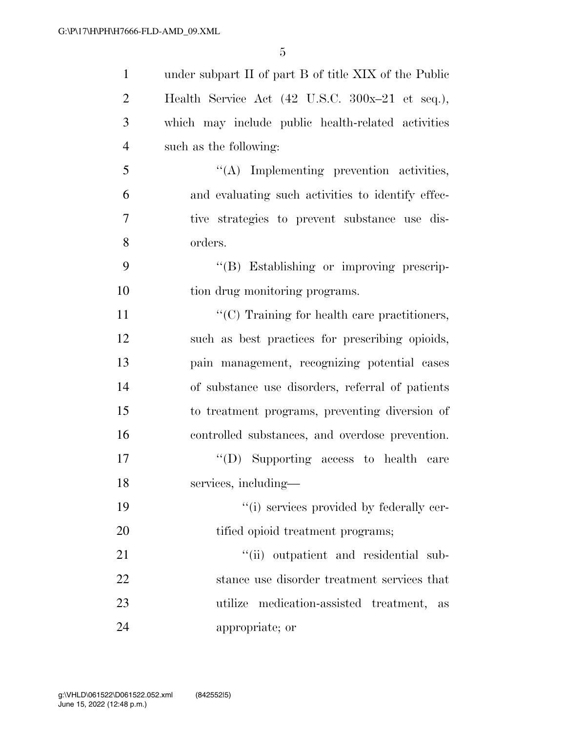under subpart II of part B of title XIX of the Public Health Service Act (42 U.S.C. 300x–21 et seq.), which may include public health-related activities such as the following:

''(A) Implementing prevention activities, and evaluating such activities to identify effective strategies to prevent substance use disorders.

''(B) Establishing or improving prescription drug monitoring programs.

''(C) Training for health care practitioners, such as best practices for prescribing opioids, pain management, recognizing potential cases of substance use disorders, referral of patients to treatment programs, preventing diversion of controlled substances, and overdose prevention.

''(D) Supporting access to health care services, including—

''(i) services provided by federally certified opioid treatment programs;

''(ii) outpatient and residential substance use disorder treatment services that utilize medication-assisted treatment, as appropriate; or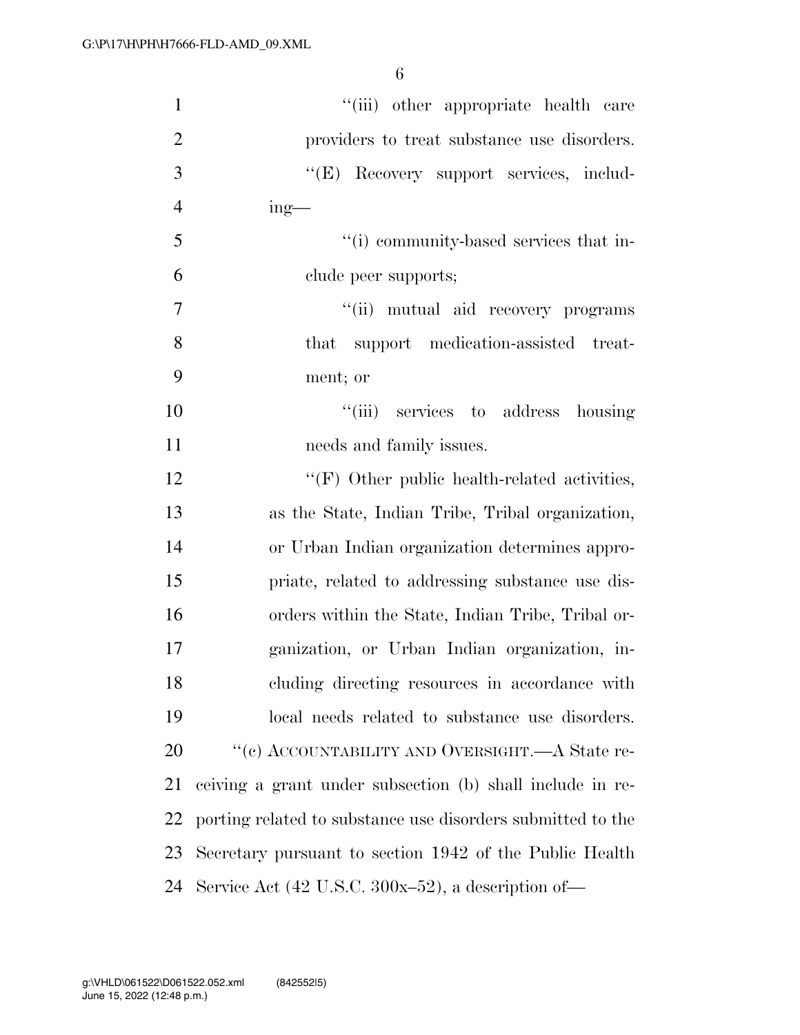"(iii) other appropriate health care providers to treat substance use disorders.

"(E) Recovery support services, including—

"(i) community-based services that include peer supports;

"(ii) mutual aid recovery programs that support medication-assisted treatment; or

"(iii) services to address housing needs and family issues.

"(F) Other public health-related activities, as the State, Indian Tribe, Tribal organization, or Urban Indian organization determines appropriate, related to addressing substance use disorders within the State, Indian Tribe, Tribal organization, or Urban Indian organization, including directing resources in accordance with local needs related to substance use disorders.

"(c) ACCOUNTABILITY AND OVERSIGHT.—A State receiving a grant under subsection (b) shall include in reporting related to substance use disorders submitted to the Secretary pursuant to section 1942 of the Public Health Service Act (42 U.S.C. 300x–52), a description of—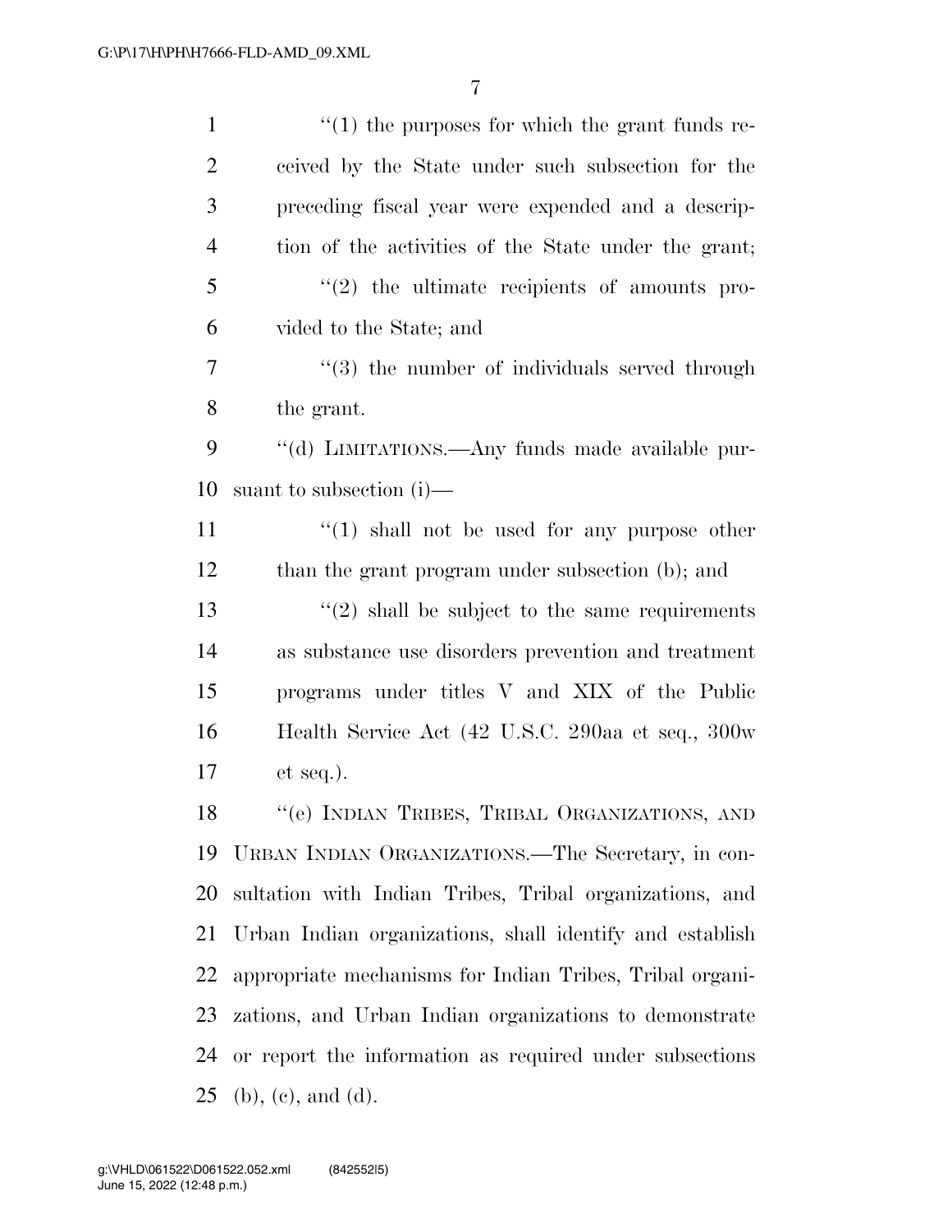''(1) the purposes for which the grant funds received by the State under such subsection for the preceding fiscal year were expended and a description of the activities of the State under the grant;

''(2) the ultimate recipients of amounts provided to the State; and

''(3) the number of individuals served through the grant.

''(d) LIMITATIONS.—Any funds made available pursuant to subsection (i)—

''(1) shall not be used for any purpose other than the grant program under subsection (b); and

''(2) shall be subject to the same requirements as substance use disorders prevention and treatment programs under titles V and XIX of the Public Health Service Act (42 U.S.C. 290aa et seq., 300w et seq.).

''(e) INDIAN TRIBES, TRIBAL ORGANIZATIONS, AND URBAN INDIAN ORGANIZATIONS.—The Secretary, in consultation with Indian Tribes, Tribal organizations, and Urban Indian organizations, shall identify and establish appropriate mechanisms for Indian Tribes, Tribal organizations, and Urban Indian organizations to demonstrate or report the information as required under subsections (b), (c), and (d).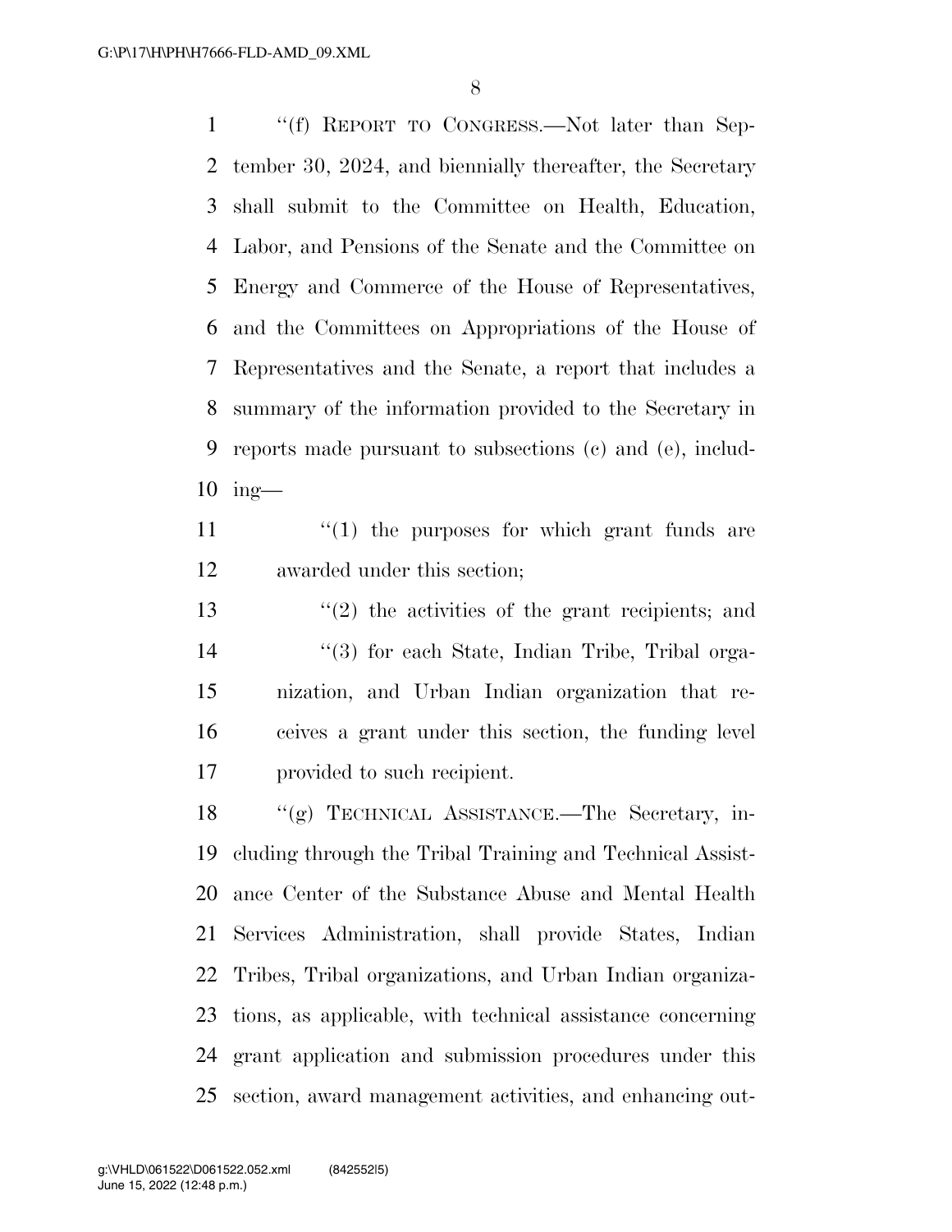''(f) REPORT TO CONGRESS.—Not later than September 30, 2024, and biennially thereafter, the Secretary shall submit to the Committee on Health, Education, Labor, and Pensions of the Senate and the Committee on Energy and Commerce of the House of Representatives, and the Committees on Appropriations of the House of Representatives and the Senate, a report that includes a summary of the information provided to the Secretary in reports made pursuant to subsections (c) and (e), including—

''(1) the purposes for which grant funds are awarded under this section;

''(2) the activities of the grant recipients; and

''(3) for each State, Indian Tribe, Tribal organization, and Urban Indian organization that receives a grant under this section, the funding level provided to such recipient.

''(g) TECHNICAL ASSISTANCE.—The Secretary, including through the Tribal Training and Technical Assistance Center of the Substance Abuse and Mental Health Services Administration, shall provide States, Indian Tribes, Tribal organizations, and Urban Indian organizations, as applicable, with technical assistance concerning grant application and submission procedures under this section, award management activities, and enhancing out-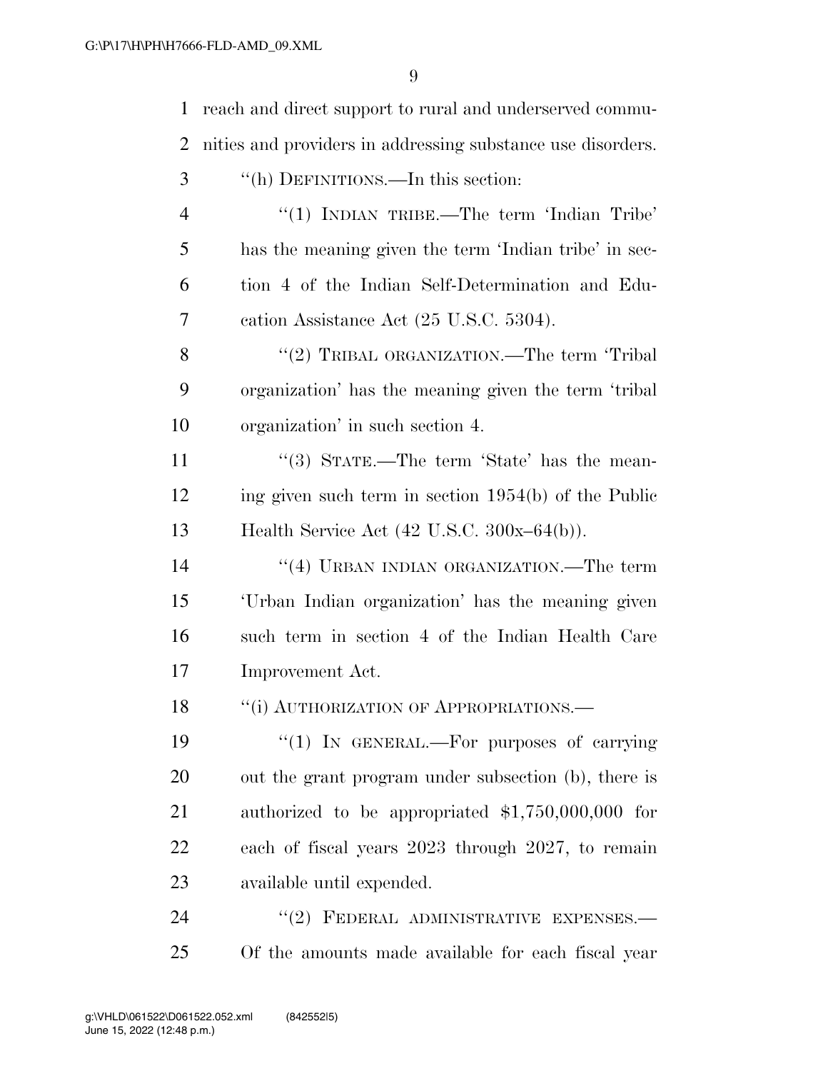reach and direct support to rural and underserved communities and providers in addressing substance use disorders.

"(h) DEFINITIONS.—In this section:

"(1) INDIAN TRIBE.—The term 'Indian Tribe' has the meaning given the term 'Indian tribe' in section 4 of the Indian Self-Determination and Education Assistance Act (25 U.S.C. 5304).

"(2) TRIBAL ORGANIZATION.—The term 'Tribal organization' has the meaning given the term 'tribal organization' in such section 4.

"(3) STATE.—The term 'State' has the meaning given such term in section 1954(b) of the Public Health Service Act (42 U.S.C. 300x–64(b)).

"(4) URBAN INDIAN ORGANIZATION.—The term 'Urban Indian organization' has the meaning given such term in section 4 of the Indian Health Care Improvement Act.

"(i) AUTHORIZATION OF APPROPRIATIONS.—

"(1) IN GENERAL.—For purposes of carrying out the grant program under subsection (b), there is authorized to be appropriated $1,750,000,000 for each of fiscal years 2023 through 2027, to remain available until expended.

"(2) FEDERAL ADMINISTRATIVE EXPENSES.—Of the amounts made available for each fiscal year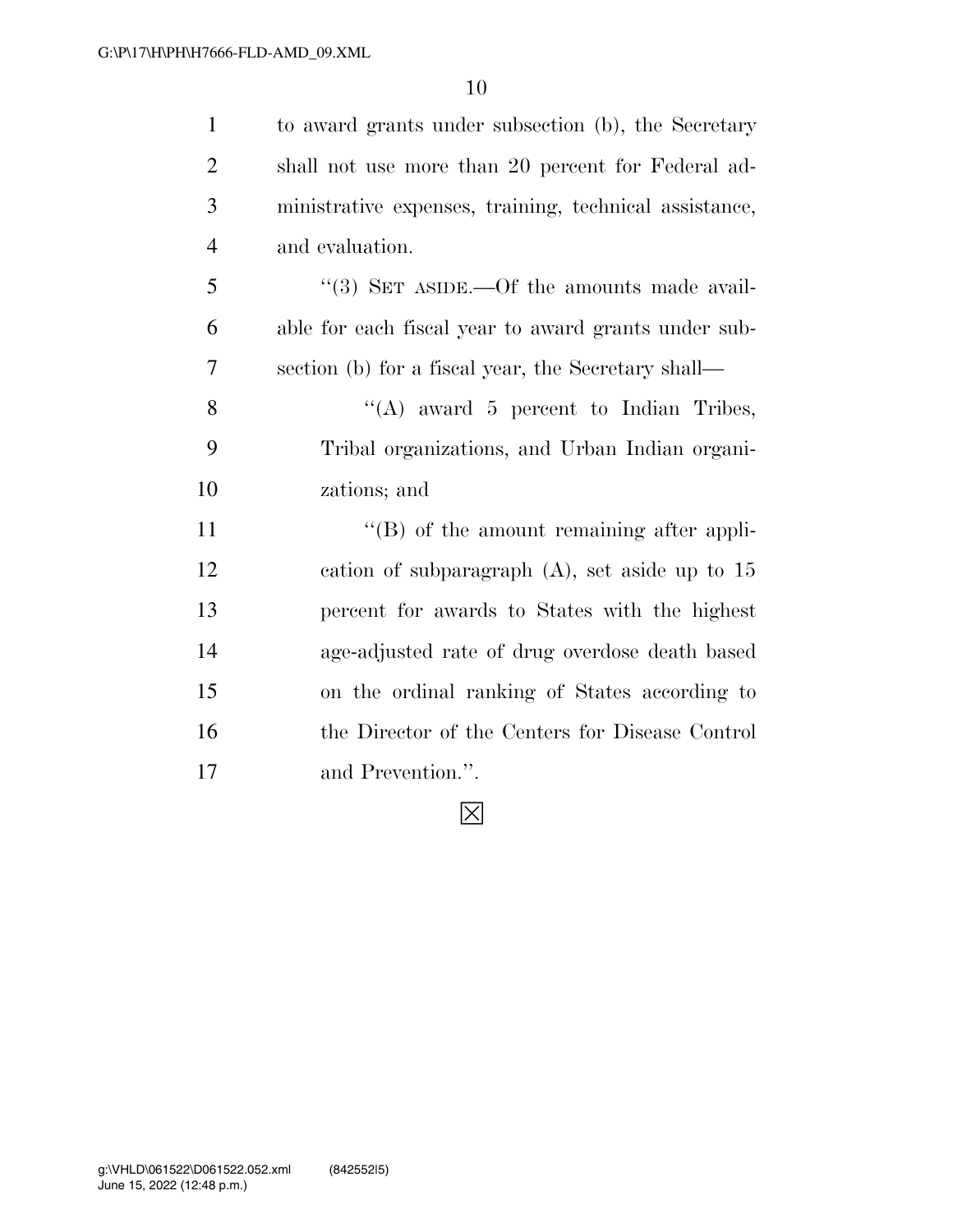to award grants under subsection (b), the Secretary shall not use more than 20 percent for Federal administrative expenses, training, technical assistance, and evaluation.

"(3) SET ASIDE.—Of the amounts made available for each fiscal year to award grants under subsection (b) for a fiscal year, the Secretary shall—

"(A) award 5 percent to Indian Tribes, Tribal organizations, and Urban Indian organizations; and

"(B) of the amount remaining after application of subparagraph (A), set aside up to 15 percent for awards to States with the highest age-adjusted rate of drug overdose death based on the ordinal ranking of States according to the Director of the Centers for Disease Control and Prevention.".

☒